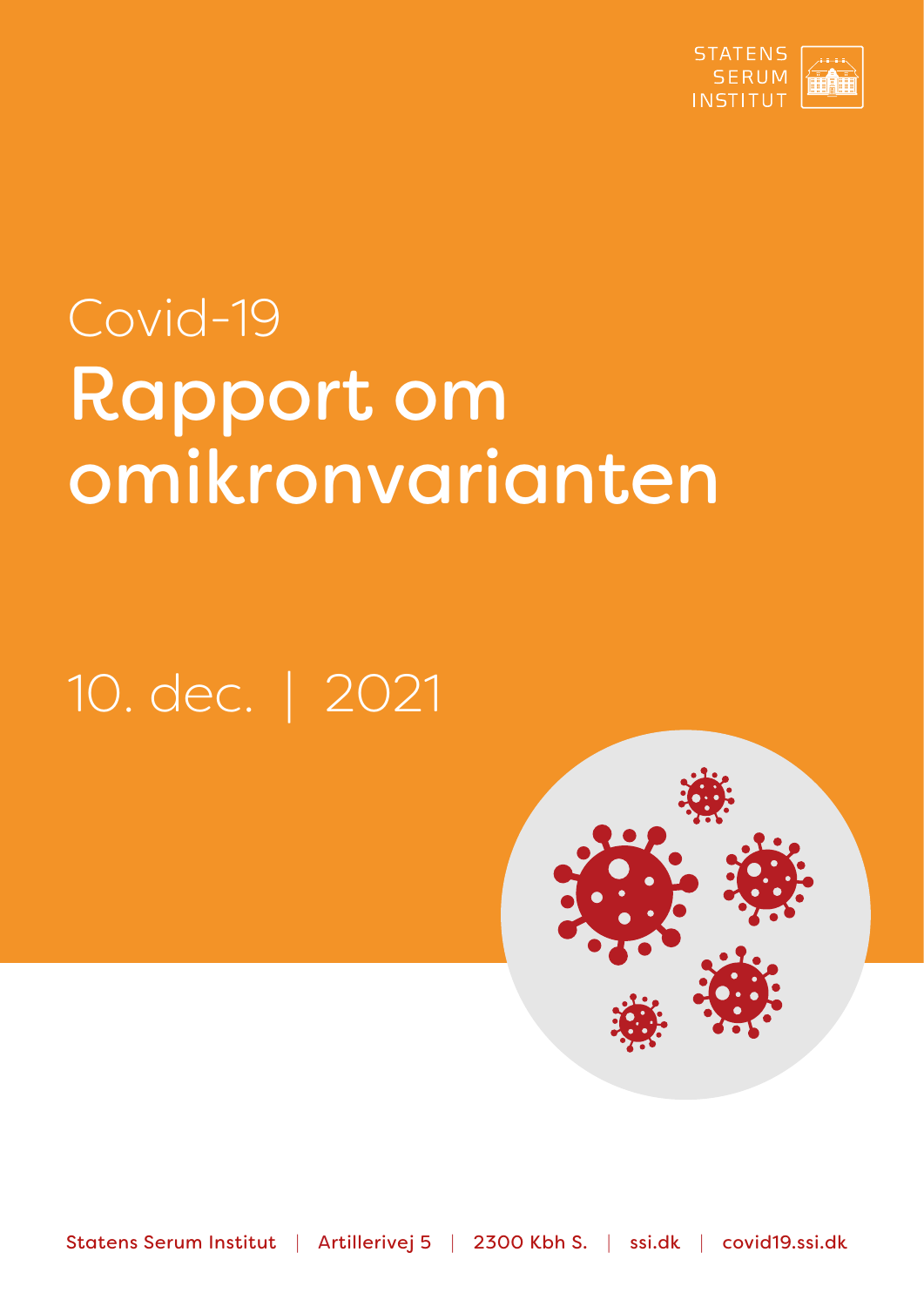STATENS SERUM INSTITUT

Covid-19

# Rapport om omikronvarianten

10. dec. | 2021

Statens Serum Institut | Artillerivej 5 | 2300 Kbh S. | ssi.dk | covid19.ssi.dk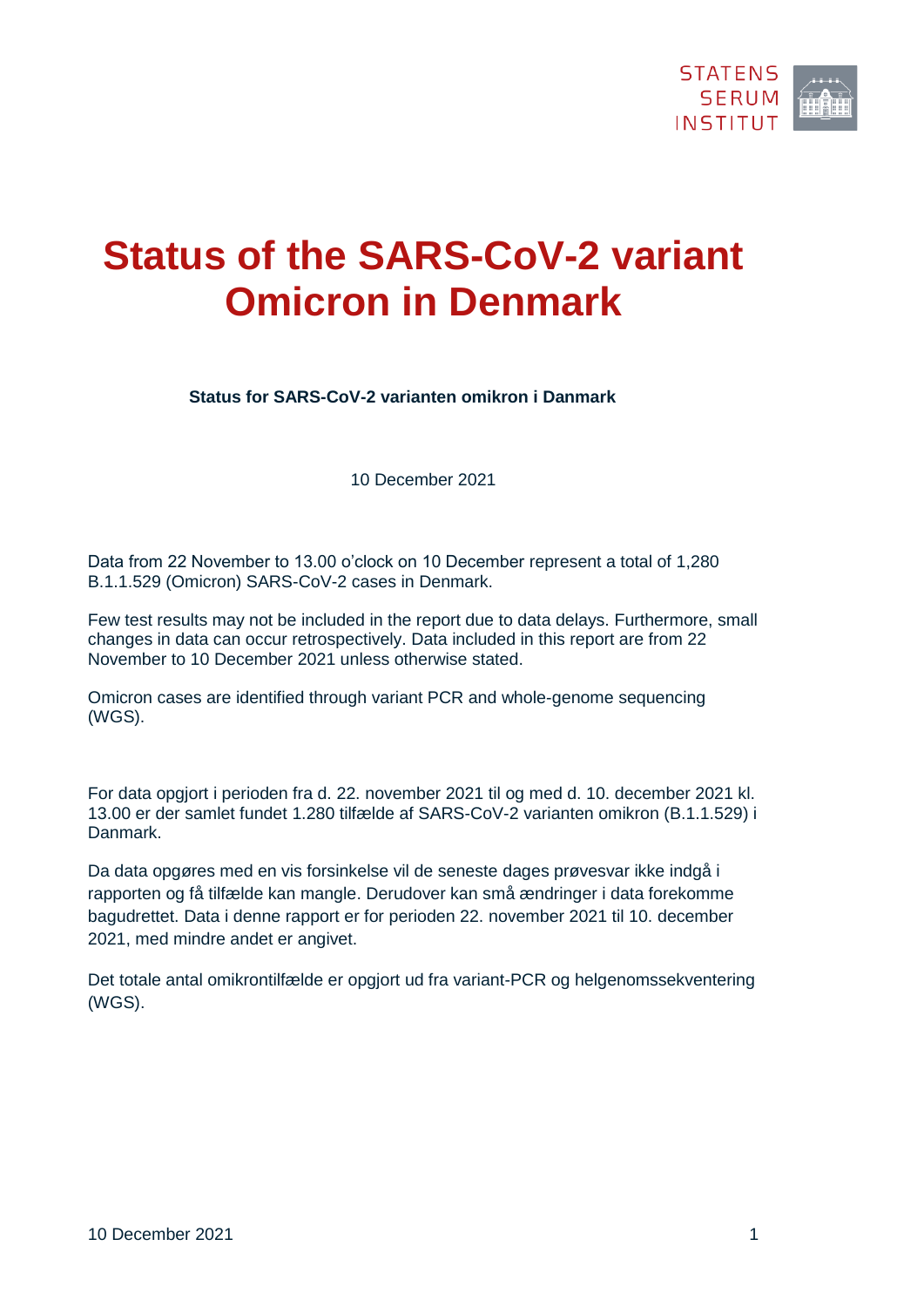# Status of the SARS-CoV-2 variant Omicron in Denmark

**Status for SARS-CoV-2 varianten omikron i Danmark**

10 December 2021

Data from 22 November to 13.00 o'clock on 10 December represent a total of 1,280 B.1.1.529 (Omicron) SARS-CoV-2 cases in Denmark.

Few test results may not be included in the report due to data delays. Furthermore, small changes in data can occur retrospectively. Data included in this report are from 22 November to 10 December 2021 unless otherwise stated.

Omicron cases are identified through variant PCR and whole-genome sequencing (WGS).

For data opgjort i perioden fra d. 22. november 2021 til og med d. 10. december 2021 kl. 13.00 er der samlet fundet 1.280 tilfælde af SARS-CoV-2 varianten omikron (B.1.1.529) i Danmark.

Da data opgøres med en vis forsinkelse vil de seneste dages prøvesvar ikke indgå i rapporten og få tilfælde kan mangle. Derudover kan små ændringer i data forekomme bagudrettet. Data i denne rapport er for perioden 22. november 2021 til 10. december 2021, med mindre andet er angivet.

Det totale antal omikrontilfælde er opgjort ud fra variant-PCR og helgenomssekventering (WGS).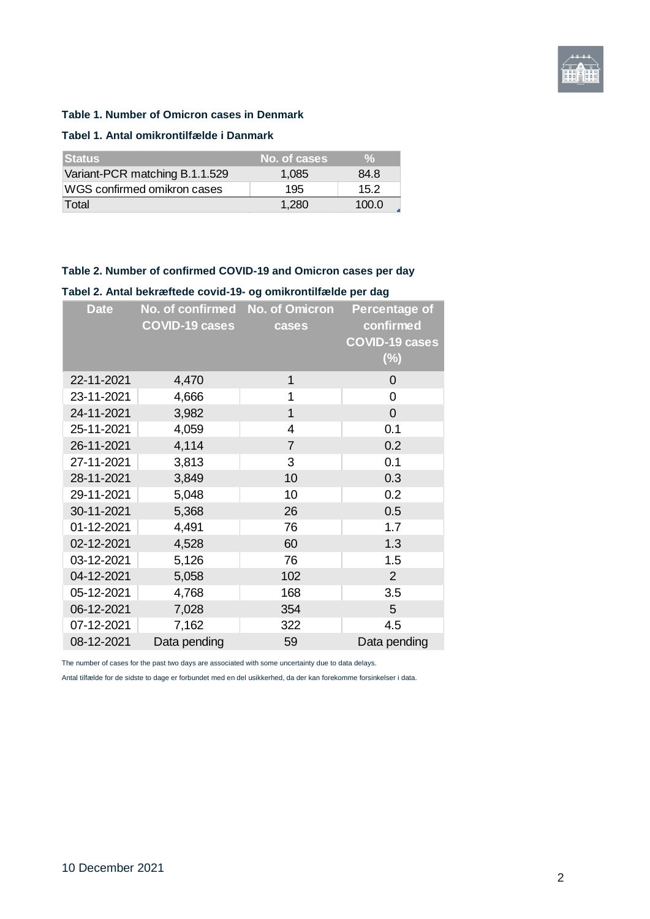**Table 1. Number of Omicron cases in Denmark**

**Tabel 1. Antal omikrontilfælde i Danmark**

| Status | No. of cases | % |
|---|---|---|
| Variant-PCR matching B.1.1.529 | 1,085 | 84.8 |
| WGS confirmed omikron cases | 195 | 15.2 |
| Total | 1,280 | 100.0 |

**Table 2. Number of confirmed COVID-19 and Omicron cases per day**

**Tabel 2. Antal bekræftede covid-19- og omikrontilfælde per dag**

| Date | No. of confirmed COVID-19 cases | No. of Omicron cases | Percentage of confirmed COVID-19 cases (%) |
|---|---|---|---|
| 22-11-2021 | 4,470 | 1 | 0 |
| 23-11-2021 | 4,666 | 1 | 0 |
| 24-11-2021 | 3,982 | 1 | 0 |
| 25-11-2021 | 4,059 | 4 | 0.1 |
| 26-11-2021 | 4,114 | 7 | 0.2 |
| 27-11-2021 | 3,813 | 3 | 0.1 |
| 28-11-2021 | 3,849 | 10 | 0.3 |
| 29-11-2021 | 5,048 | 10 | 0.2 |
| 30-11-2021 | 5,368 | 26 | 0.5 |
| 01-12-2021 | 4,491 | 76 | 1.7 |
| 02-12-2021 | 4,528 | 60 | 1.3 |
| 03-12-2021 | 5,126 | 76 | 1.5 |
| 04-12-2021 | 5,058 | 102 | 2 |
| 05-12-2021 | 4,768 | 168 | 3.5 |
| 06-12-2021 | 7,028 | 354 | 5 |
| 07-12-2021 | 7,162 | 322 | 4.5 |
| 08-12-2021 | Data pending | 59 | Data pending |

The number of cases for the past two days are associated with some uncertainty due to data delays.

Antal tilfælde for de sidste to dage er forbundet med en del usikkerhed, da der kan forekomme forsinkelser i data.

10 December 2021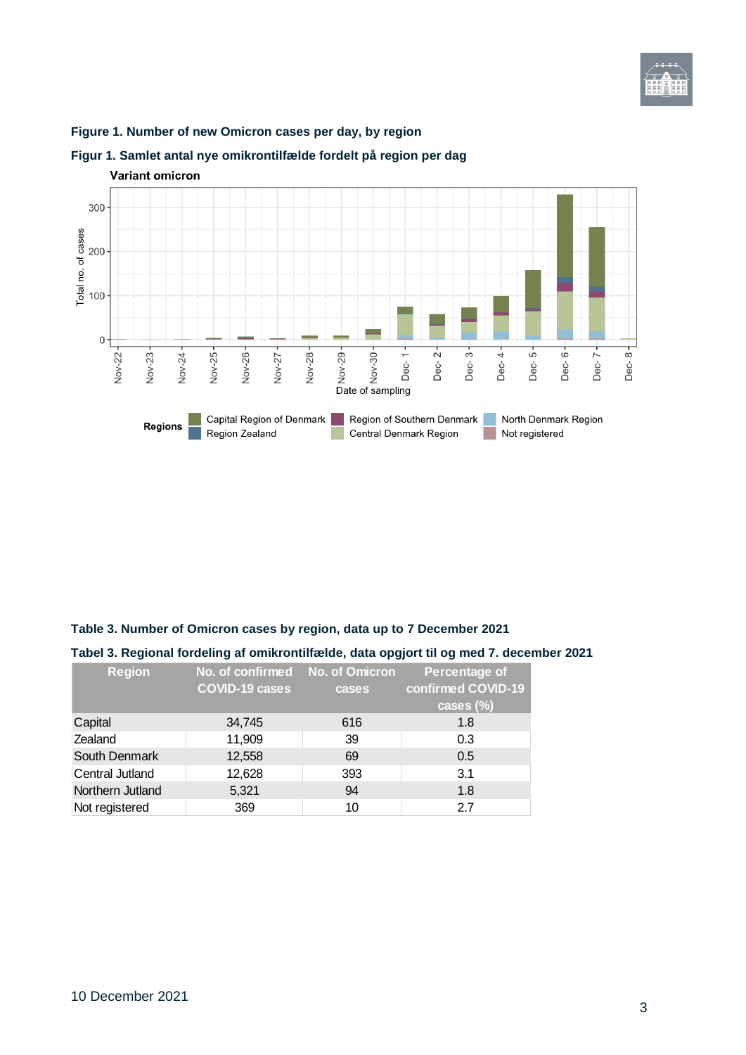**Figure 1. Number of new Omicron cases per day, by region**

**Figur 1. Samlet antal nye omikrontilfælde fordelt på region per dag**

**Table 3. Number of Omicron cases by region, data up to 7 December 2021**

**Tabel 3. Regional fordeling af omikrontilfælde, data opgjort til og med 7. december 2021**

| Region | No. of confirmed COVID-19 cases | No. of Omicron cases | Percentage of confirmed COVID-19 cases (%) |
|---|---|---|---|
| Capital | 34,745 | 616 | 1.8 |
| Zealand | 11,909 | 39 | 0.3 |
| South Denmark | 12,558 | 69 | 0.5 |
| Central Jutland | 12,628 | 393 | 3.1 |
| Northern Jutland | 5,321 | 94 | 1.8 |
| Not registered | 369 | 10 | 2.7 |

10 December 2021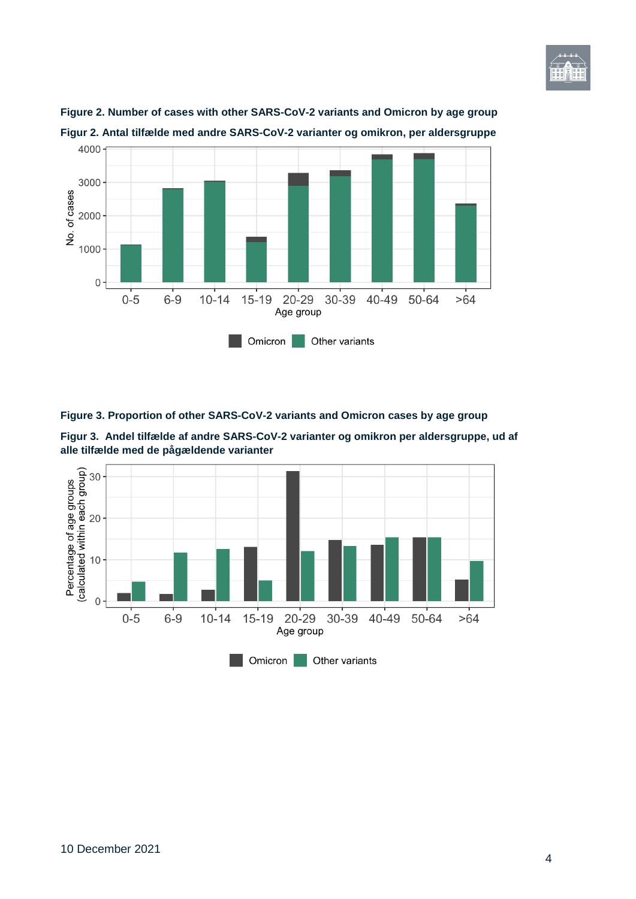**Figure 2. Number of cases with other SARS-CoV-2 variants and Omicron by age group**

**Figur 2. Antal tilfælde med andre SARS-CoV-2 varianter og omikron, per aldersgruppe**

**Figure 3. Proportion of other SARS-CoV-2 variants and Omicron cases by age group**

**Figur 3. Andel tilfælde af andre SARS-CoV-2 varianter og omikron per aldersgruppe, ud af alle tilfælde med de pågældende varianter**

10 December 2021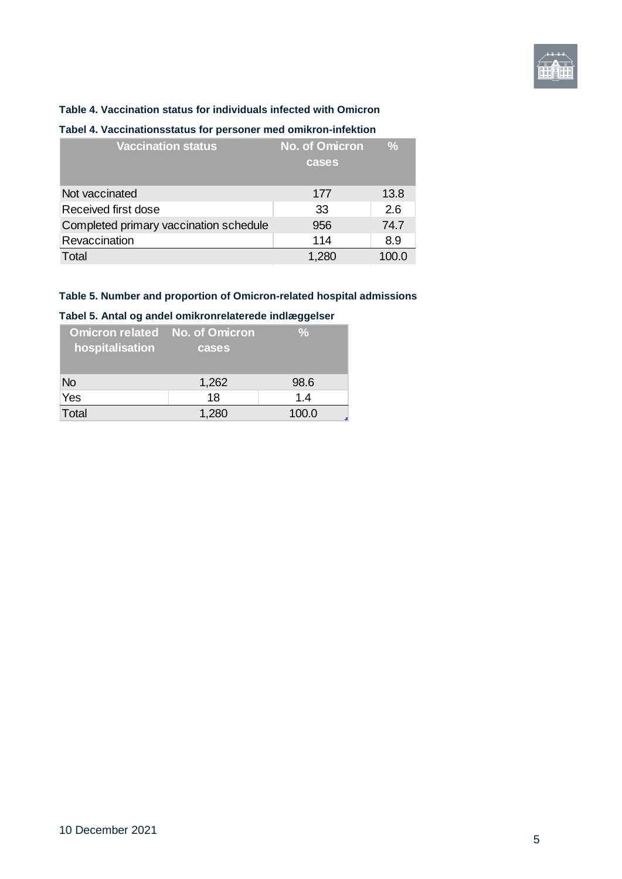**Table 4. Vaccination status for individuals infected with Omicron**

**Tabel 4. Vaccinationsstatus for personer med omikron-infektion**

| Vaccination status | No. of Omicron cases | % |
|---|---|---|
| Not vaccinated | 177 | 13.8 |
| Received first dose | 33 | 2.6 |
| Completed primary vaccination schedule | 956 | 74.7 |
| Revaccination | 114 | 8.9 |
| Total | 1,280 | 100.0 |

**Table 5. Number and proportion of Omicron-related hospital admissions**

**Tabel 5. Antal og andel omikronrelaterede indlæggelser**

| Omicron related hospitalisation | No. of Omicron cases | % |
|---|---|---|
| No | 1,262 | 98.6 |
| Yes | 18 | 1.4 |
| Total | 1,280 | 100.0 |

10 December 2021